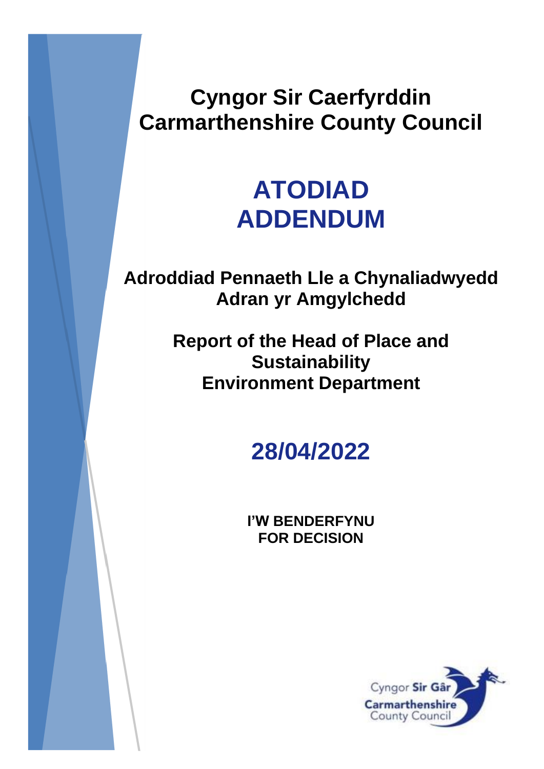# Cyngor Sir Caerfyrddin
# Carmarthenshire County Council

# ATODIAD
# ADDENDUM

## Adroddiad Pennaeth Lle a Chynaliadwyedd
## Adran yr Amgylchedd

## Report of the Head of Place and Sustainability
## Environment Department

# 28/04/2022

**I'W BENDERFYNU**
**FOR DECISION**

Cyngor **Sir Gâr**
**Carmarthenshire**
County Council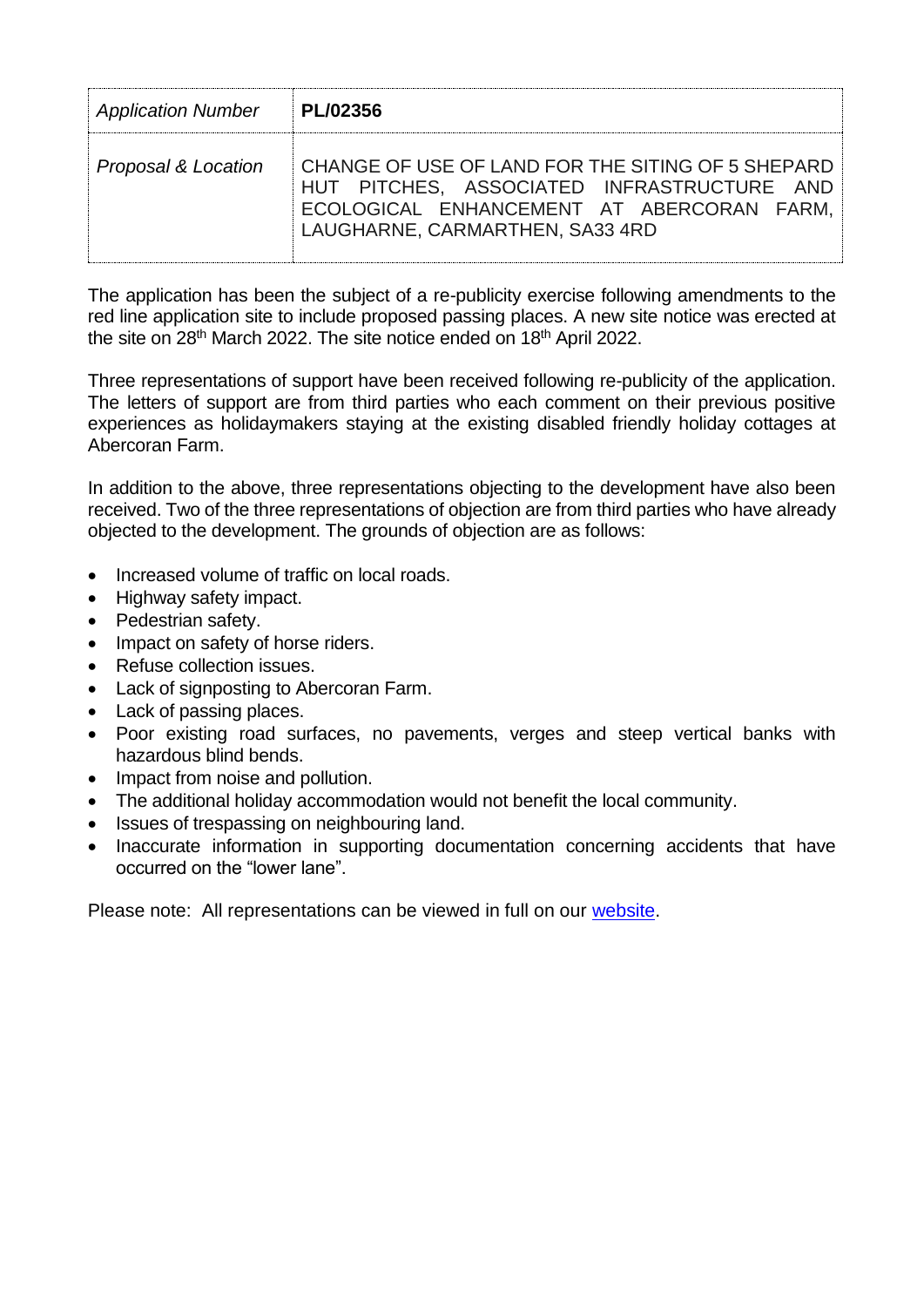| Application Number | PL/02356 |
| --- | --- |
| *Proposal & Location* | CHANGE OF USE OF LAND FOR THE SITING OF 5 SHEPARD HUT PITCHES, ASSOCIATED INFRASTRUCTURE AND ECOLOGICAL ENHANCEMENT AT ABERCORAN FARM, LAUGHARNE, CARMARTHEN, SA33 4RD |

The application has been the subject of a re-publicity exercise following amendments to the red line application site to include proposed passing places. A new site notice was erected at the site on 28th March 2022. The site notice ended on 18th April 2022.

Three representations of support have been received following re-publicity of the application. The letters of support are from third parties who each comment on their previous positive experiences as holidaymakers staying at the existing disabled friendly holiday cottages at Abercoran Farm.

In addition to the above, three representations objecting to the development have also been received. Two of the three representations of objection are from third parties who have already objected to the development. The grounds of objection are as follows:

- Increased volume of traffic on local roads.
- Highway safety impact.
- Pedestrian safety.
- Impact on safety of horse riders.
- Refuse collection issues.
- Lack of signposting to Abercoran Farm.
- Lack of passing places.
- Poor existing road surfaces, no pavements, verges and steep vertical banks with hazardous blind bends.
- Impact from noise and pollution.
- The additional holiday accommodation would not benefit the local community.
- Issues of trespassing on neighbouring land.
- Inaccurate information in supporting documentation concerning accidents that have occurred on the "lower lane".

Please note: All representations can be viewed in full on our website.